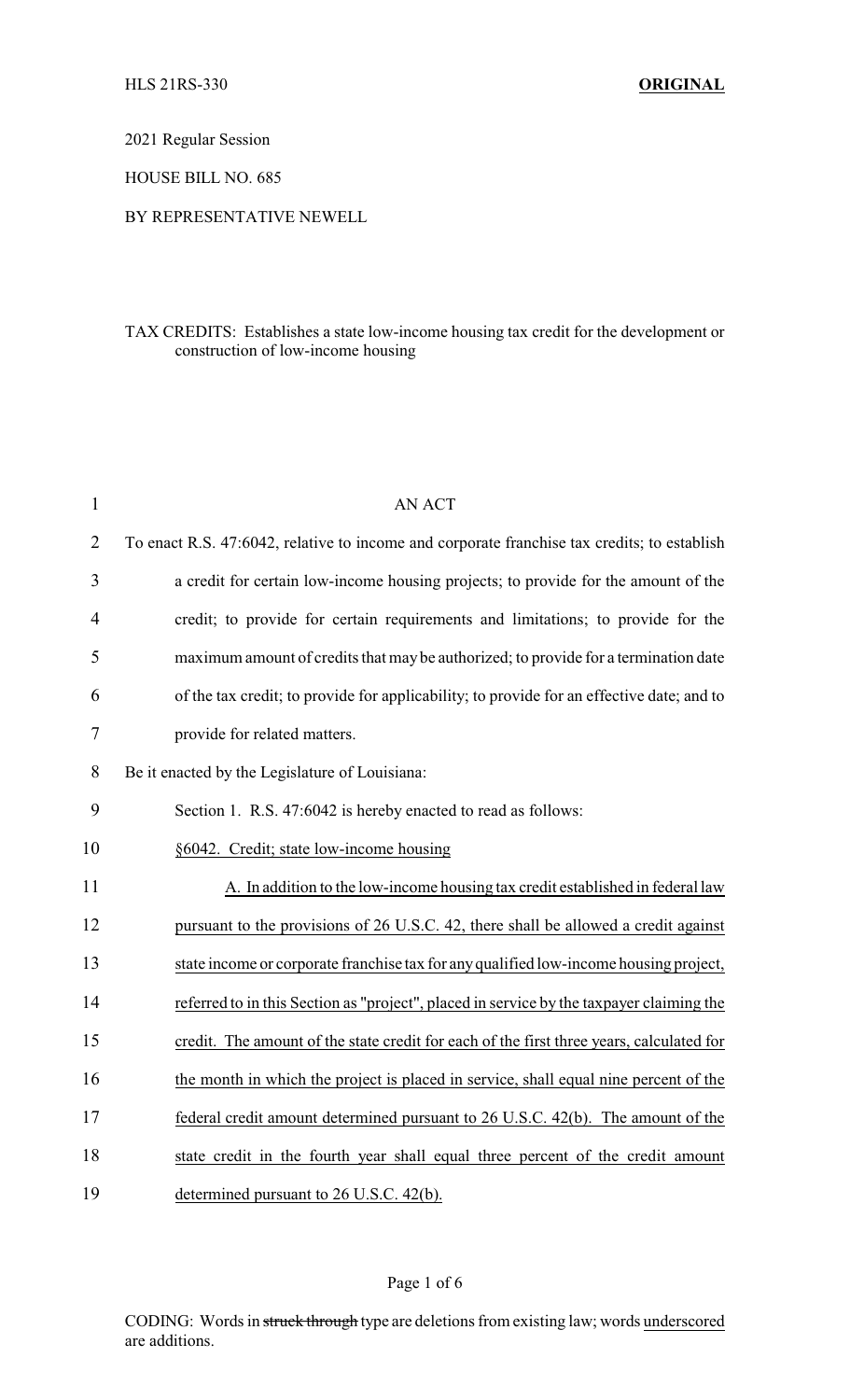HLS 21RS-330 **ORIGINAL**

2021 Regular Session

HOUSE BILL NO. 685

BY REPRESENTATIVE NEWELL

TAX CREDITS: Establishes a state low-income housing tax credit for the development or construction of low-income housing

AN ACT

To enact R.S. 47:6042, relative to income and corporate franchise tax credits; to establish a credit for certain low-income housing projects; to provide for the amount of the credit; to provide for certain requirements and limitations; to provide for the maximum amount of credits that may be authorized; to provide for a termination date of the tax credit; to provide for applicability; to provide for an effective date; and to provide for related matters.

Be it enacted by the Legislature of Louisiana:

Section 1. R.S. 47:6042 is hereby enacted to read as follows:

§6042. Credit; state low-income housing

A. In addition to the low-income housing tax credit established in federal law pursuant to the provisions of 26 U.S.C. 42, there shall be allowed a credit against state income or corporate franchise tax for any qualified low-income housing project, referred to in this Section as "project", placed in service by the taxpayer claiming the credit. The amount of the state credit for each of the first three years, calculated for the month in which the project is placed in service, shall equal nine percent of the federal credit amount determined pursuant to 26 U.S.C. 42(b). The amount of the state credit in the fourth year shall equal three percent of the credit amount determined pursuant to 26 U.S.C. 42(b).

CODING: Words in ~~struck through~~ type are deletions from existing law; words underscored are additions.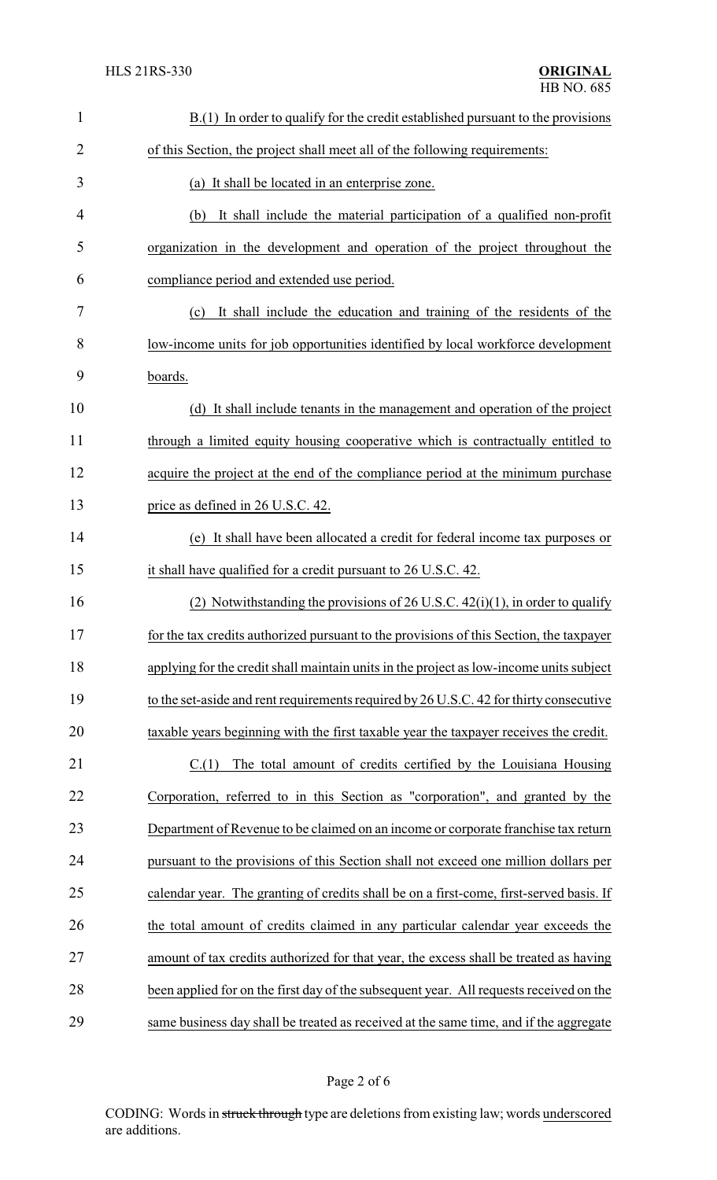B.(1) In order to qualify for the credit established pursuant to the provisions of this Section, the project shall meet all of the following requirements:

(a) It shall be located in an enterprise zone.

(b) It shall include the material participation of a qualified non-profit organization in the development and operation of the project throughout the compliance period and extended use period.

(c) It shall include the education and training of the residents of the low-income units for job opportunities identified by local workforce development boards.

(d) It shall include tenants in the management and operation of the project through a limited equity housing cooperative which is contractually entitled to acquire the project at the end of the compliance period at the minimum purchase price as defined in 26 U.S.C. 42.

(e) It shall have been allocated a credit for federal income tax purposes or it shall have qualified for a credit pursuant to 26 U.S.C. 42.

(2) Notwithstanding the provisions of 26 U.S.C. 42(i)(1), in order to qualify for the tax credits authorized pursuant to the provisions of this Section, the taxpayer applying for the credit shall maintain units in the project as low-income units subject to the set-aside and rent requirements required by 26 U.S.C. 42 for thirty consecutive taxable years beginning with the first taxable year the taxpayer receives the credit.

C.(1) The total amount of credits certified by the Louisiana Housing Corporation, referred to in this Section as "corporation", and granted by the Department of Revenue to be claimed on an income or corporate franchise tax return pursuant to the provisions of this Section shall not exceed one million dollars per calendar year. The granting of credits shall be on a first-come, first-served basis. If the total amount of credits claimed in any particular calendar year exceeds the amount of tax credits authorized for that year, the excess shall be treated as having been applied for on the first day of the subsequent year. All requests received on the same business day shall be treated as received at the same time, and if the aggregate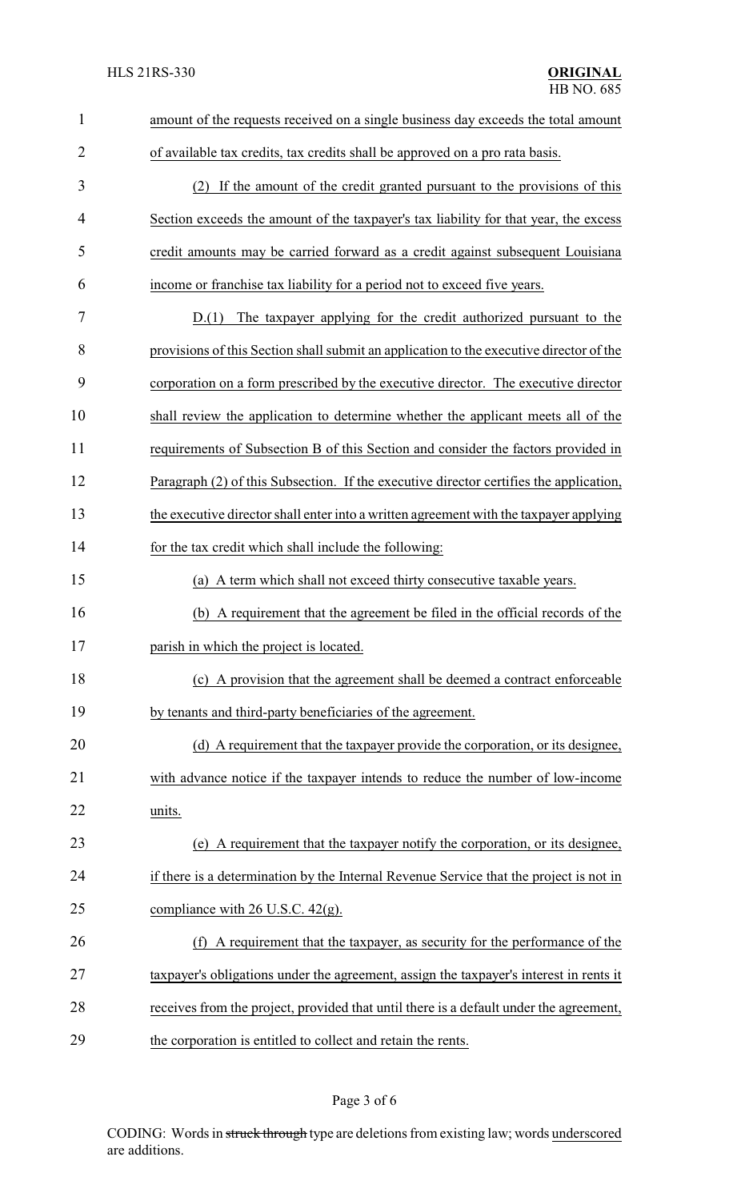amount of the requests received on a single business day exceeds the total amount of available tax credits, tax credits shall be approved on a pro rata basis.

(2) If the amount of the credit granted pursuant to the provisions of this Section exceeds the amount of the taxpayer's tax liability for that year, the excess credit amounts may be carried forward as a credit against subsequent Louisiana income or franchise tax liability for a period not to exceed five years.

D.(1) The taxpayer applying for the credit authorized pursuant to the provisions of this Section shall submit an application to the executive director of the corporation on a form prescribed by the executive director. The executive director shall review the application to determine whether the applicant meets all of the requirements of Subsection B of this Section and consider the factors provided in Paragraph (2) of this Subsection. If the executive director certifies the application, the executive director shall enter into a written agreement with the taxpayer applying for the tax credit which shall include the following:

(a) A term which shall not exceed thirty consecutive taxable years.

(b) A requirement that the agreement be filed in the official records of the parish in which the project is located.

(c) A provision that the agreement shall be deemed a contract enforceable by tenants and third-party beneficiaries of the agreement.

(d) A requirement that the taxpayer provide the corporation, or its designee, with advance notice if the taxpayer intends to reduce the number of low-income units.

(e) A requirement that the taxpayer notify the corporation, or its designee, if there is a determination by the Internal Revenue Service that the project is not in compliance with 26 U.S.C. 42(g).

(f) A requirement that the taxpayer, as security for the performance of the taxpayer's obligations under the agreement, assign the taxpayer's interest in rents it receives from the project, provided that until there is a default under the agreement, the corporation is entitled to collect and retain the rents.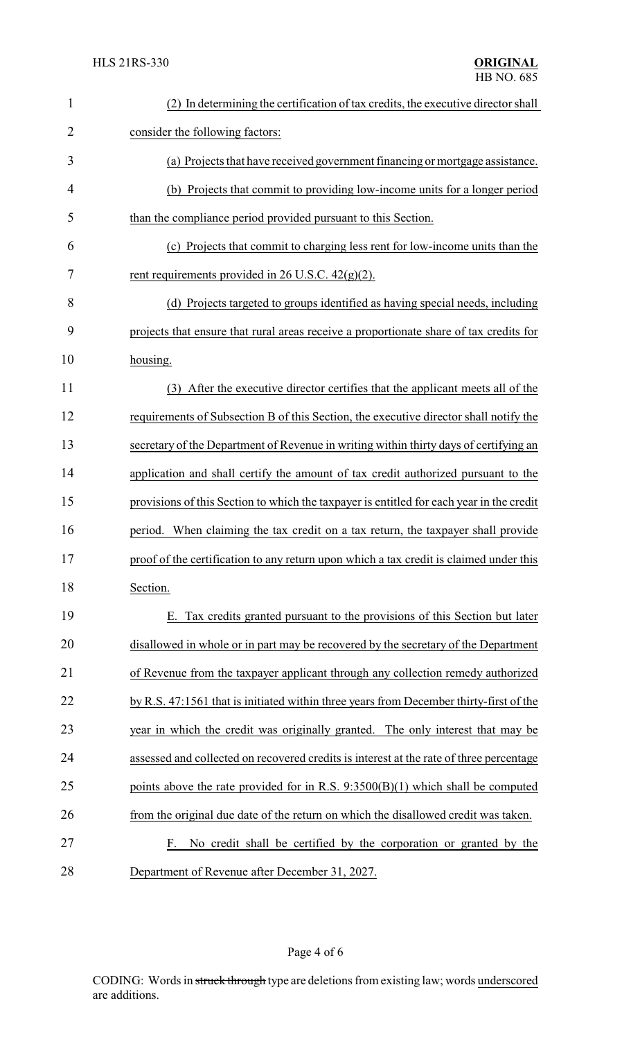(2) In determining the certification of tax credits, the executive director shall consider the following factors:

(a) Projects that have received government financing or mortgage assistance.

(b) Projects that commit to providing low-income units for a longer period than the compliance period provided pursuant to this Section.

(c) Projects that commit to charging less rent for low-income units than the rent requirements provided in 26 U.S.C. 42(g)(2).

(d) Projects targeted to groups identified as having special needs, including projects that ensure that rural areas receive a proportionate share of tax credits for housing.

(3) After the executive director certifies that the applicant meets all of the requirements of Subsection B of this Section, the executive director shall notify the secretary of the Department of Revenue in writing within thirty days of certifying an application and shall certify the amount of tax credit authorized pursuant to the provisions of this Section to which the taxpayer is entitled for each year in the credit period. When claiming the tax credit on a tax return, the taxpayer shall provide proof of the certification to any return upon which a tax credit is claimed under this Section.

E. Tax credits granted pursuant to the provisions of this Section but later disallowed in whole or in part may be recovered by the secretary of the Department of Revenue from the taxpayer applicant through any collection remedy authorized by R.S. 47:1561 that is initiated within three years from December thirty-first of the year in which the credit was originally granted. The only interest that may be assessed and collected on recovered credits is interest at the rate of three percentage points above the rate provided for in R.S. 9:3500(B)(1) which shall be computed from the original due date of the return on which the disallowed credit was taken.

F. No credit shall be certified by the corporation or granted by the Department of Revenue after December 31, 2027.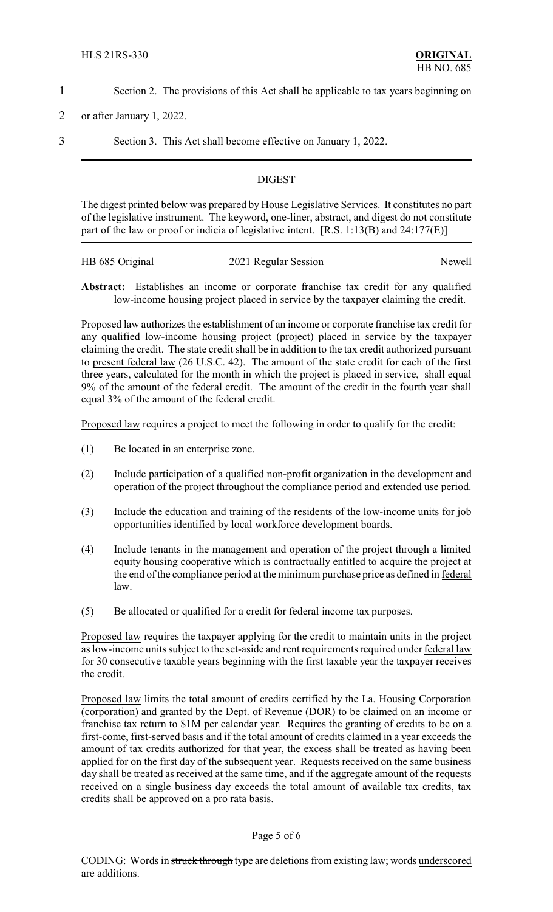Section 2. The provisions of this Act shall be applicable to tax years beginning on or after January 1, 2022.

Section 3. This Act shall become effective on January 1, 2022.

## DIGEST

The digest printed below was prepared by House Legislative Services. It constitutes no part of the legislative instrument. The keyword, one-liner, abstract, and digest do not constitute part of the law or proof or indicia of legislative intent. [R.S. 1:13(B) and 24:177(E)]

HB 685 Original 2021 Regular Session Newell

**Abstract:** Establishes an income or corporate franchise tax credit for any qualified low-income housing project placed in service by the taxpayer claiming the credit.

Proposed law authorizes the establishment of an income or corporate franchise tax credit for any qualified low-income housing project (project) placed in service by the taxpayer claiming the credit. The state credit shall be in addition to the tax credit authorized pursuant to present federal law (26 U.S.C. 42). The amount of the state credit for each of the first three years, calculated for the month in which the project is placed in service, shall equal 9% of the amount of the federal credit. The amount of the credit in the fourth year shall equal 3% of the amount of the federal credit.

Proposed law requires a project to meet the following in order to qualify for the credit:

(1) Be located in an enterprise zone.

(2) Include participation of a qualified non-profit organization in the development and operation of the project throughout the compliance period and extended use period.

(3) Include the education and training of the residents of the low-income units for job opportunities identified by local workforce development boards.

(4) Include tenants in the management and operation of the project through a limited equity housing cooperative which is contractually entitled to acquire the project at the end of the compliance period at the minimum purchase price as defined in federal law.

(5) Be allocated or qualified for a credit for federal income tax purposes.

Proposed law requires the taxpayer applying for the credit to maintain units in the project as low-income units subject to the set-aside and rent requirements required under federal law for 30 consecutive taxable years beginning with the first taxable year the taxpayer receives the credit.

Proposed law limits the total amount of credits certified by the La. Housing Corporation (corporation) and granted by the Dept. of Revenue (DOR) to be claimed on an income or franchise tax return to $1M per calendar year. Requires the granting of credits to be on a first-come, first-served basis and if the total amount of credits claimed in a year exceeds the amount of tax credits authorized for that year, the excess shall be treated as having been applied for on the first day of the subsequent year. Requests received on the same business day shall be treated as received at the same time, and if the aggregate amount of the requests received on a single business day exceeds the total amount of available tax credits, tax credits shall be approved on a pro rata basis.

CODING: Words in ~~struck through~~ type are deletions from existing law; words underscored are additions.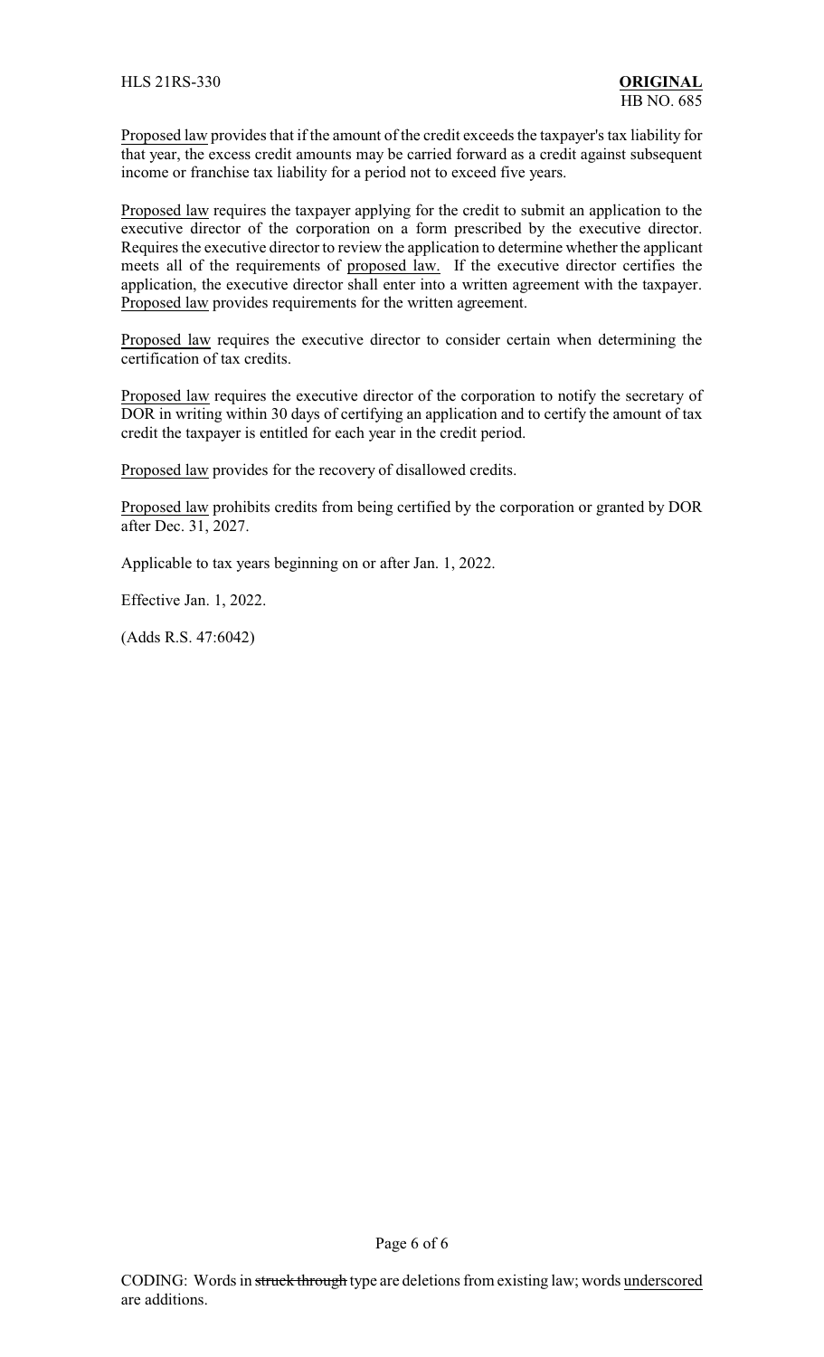Proposed law provides that if the amount of the credit exceeds the taxpayer's tax liability for that year, the excess credit amounts may be carried forward as a credit against subsequent income or franchise tax liability for a period not to exceed five years.

Proposed law requires the taxpayer applying for the credit to submit an application to the executive director of the corporation on a form prescribed by the executive director. Requires the executive director to review the application to determine whether the applicant meets all of the requirements of proposed law. If the executive director certifies the application, the executive director shall enter into a written agreement with the taxpayer. Proposed law provides requirements for the written agreement.

Proposed law requires the executive director to consider certain when determining the certification of tax credits.

Proposed law requires the executive director of the corporation to notify the secretary of DOR in writing within 30 days of certifying an application and to certify the amount of tax credit the taxpayer is entitled for each year in the credit period.

Proposed law provides for the recovery of disallowed credits.

Proposed law prohibits credits from being certified by the corporation or granted by DOR after Dec. 31, 2027.

Applicable to tax years beginning on or after Jan. 1, 2022.

Effective Jan. 1, 2022.

(Adds R.S. 47:6042)